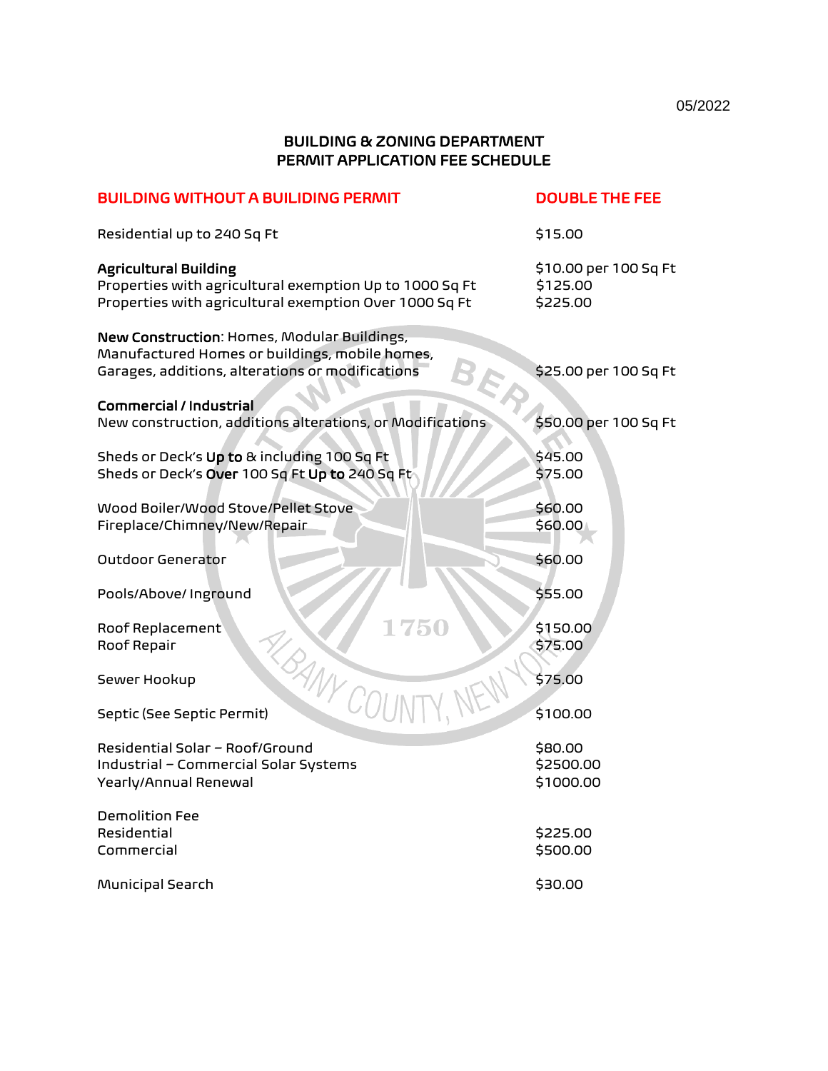05/2022

# BUILDING & ZONING DEPARTMENT
## PERMIT APPLICATION FEE SCHEDULE

| **BUILDING WITHOUT A BUILIDING PERMIT** | **DOUBLE THE FEE** |
|---|---|
| Residential up to 240 Sq Ft | $15.00 |
| **Agricultural Building** | $10.00 per 100 Sq Ft |
| Properties with agricultural exemption Up to 1000 Sq Ft | $125.00 |
| Properties with agricultural exemption Over 1000 Sq Ft | $225.00 |
| **New Construction**: Homes, Modular Buildings, Manufactured Homes or buildings, mobile homes, Garages, additions, alterations or modifications | $25.00 per 100 Sq Ft |
| **Commercial / Industrial** | |
| New construction, additions alterations, or Modifications | $50.00 per 100 Sq Ft |
| Sheds or Deck's **Up to** & including 100 Sq Ft | $45.00 |
| Sheds or Deck's **Over** 100 Sq Ft **Up to** 240 Sq Ft | $75.00 |
| Wood Boiler/Wood Stove/Pellet Stove | $60.00 |
| Fireplace/Chimney/New/Repair | $60.00 |
| Outdoor Generator | $60.00 |
| Pools/Above/ Inground | $55.00 |
| Roof Replacement | $150.00 |
| Roof Repair | $75.00 |
| Sewer Hookup | $75.00 |
| Septic (See Septic Permit) | $100.00 |
| Residential Solar – Roof/Ground | $80.00 |
| Industrial – Commercial Solar Systems | $2500.00 |
| Yearly/Annual Renewal | $1000.00 |
| Demolition Fee | |
| Residential | $225.00 |
| Commercial | $500.00 |
| Municipal Search | $30.00 |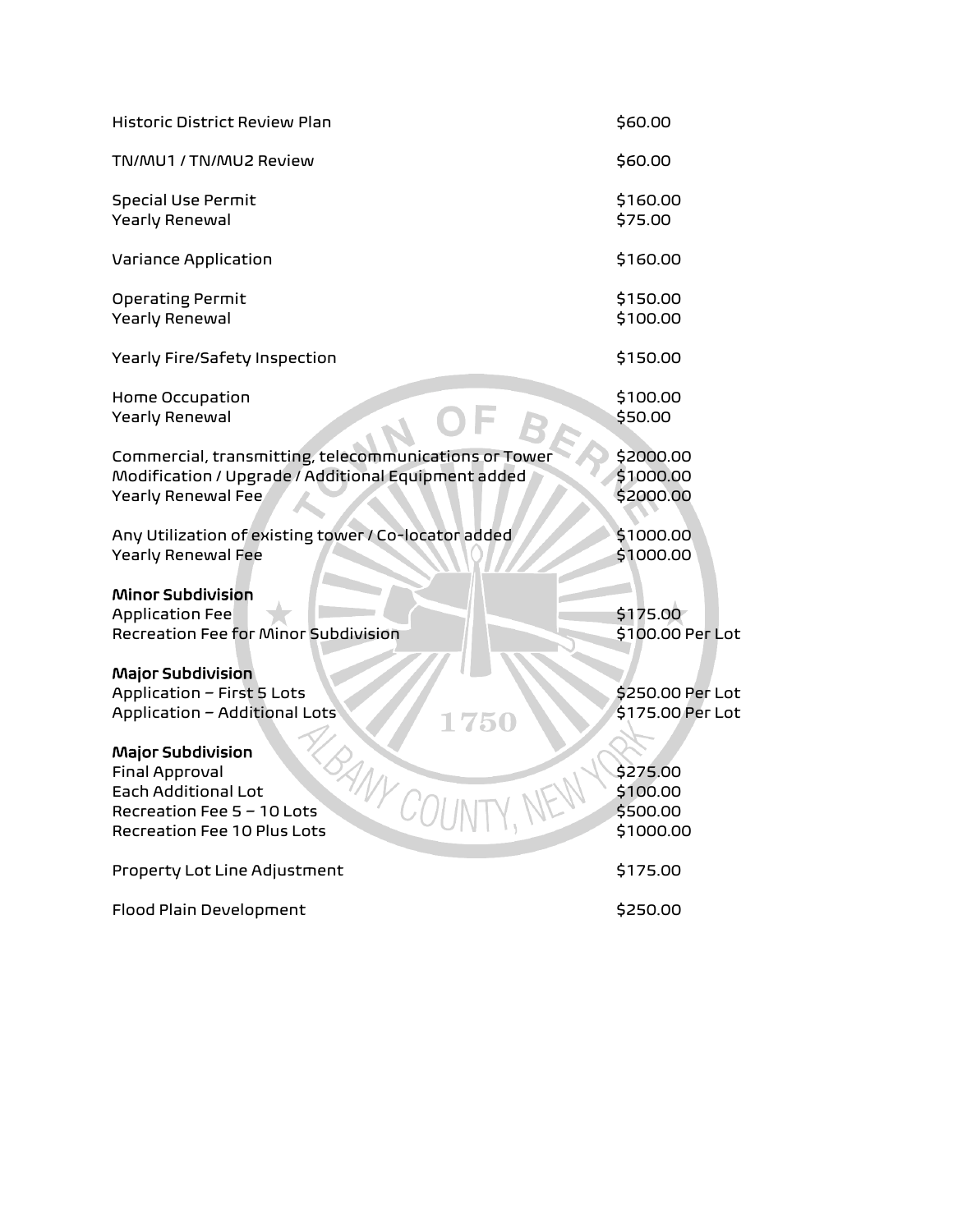| | |
|---|---|
| Historic District Review Plan | $60.00 |
| TN/MU1 / TN/MU2 Review | $60.00 |
| Special Use Permit | $160.00 |
| Yearly Renewal | $75.00 |
| Variance Application | $160.00 |
| Operating Permit | $150.00 |
| Yearly Renewal | $100.00 |
| Yearly Fire/Safety Inspection | $150.00 |
| Home Occupation | $100.00 |
| Yearly Renewal | $50.00 |
| Commercial, transmitting, telecommunications or Tower | $2000.00 |
| Modification / Upgrade / Additional Equipment added | $1000.00 |
| Yearly Renewal Fee | $2000.00 |
| Any Utilization of existing tower / Co-locator added | $1000.00 |
| Yearly Renewal Fee | $1000.00 |
| **Minor Subdivision** | |
| Application Fee | $175.00 |
| Recreation Fee for Minor Subdivision | $100.00 Per Lot |
| **Major Subdivision** | |
| Application – First 5 Lots | $250.00 Per Lot |
| Application – Additional Lots | $175.00 Per Lot |
| **Major Subdivision** | |
| Final Approval | $275.00 |
| Each Additional Lot | $100.00 |
| Recreation Fee 5 – 10 Lots | $500.00 |
| Recreation Fee 10 Plus Lots | $1000.00 |
| Property Lot Line Adjustment | $175.00 |
| Flood Plain Development | $250.00 |